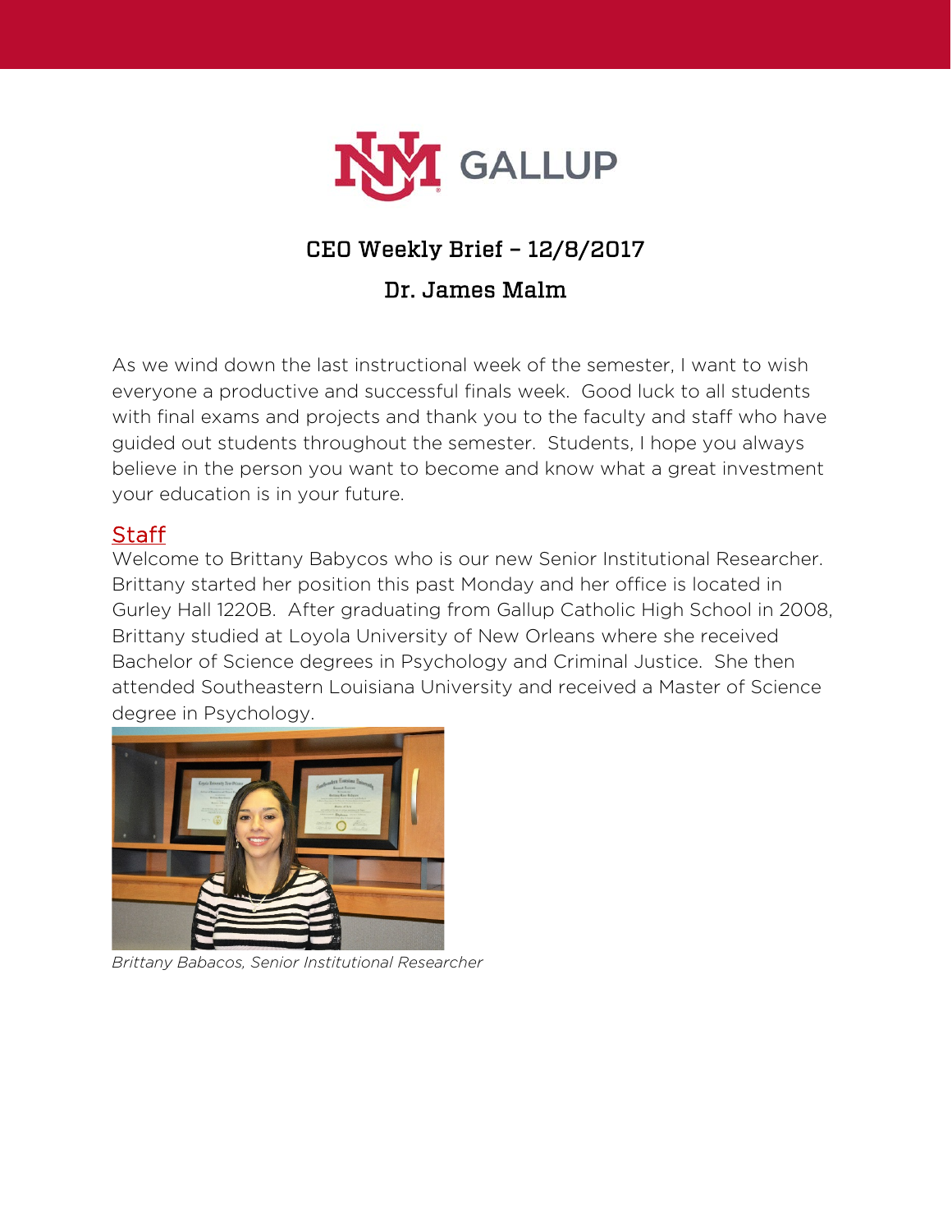# CEO Weekly Brief – 12/8/2017

## Dr. James Malm

As we wind down the last instructional week of the semester, I want to wish everyone a productive and successful finals week. Good luck to all students with final exams and projects and thank you to the faculty and staff who have guided out students throughout the semester. Students, I hope you always believe in the person you want to become and know what a great investment your education is in your future.

## Staff

Welcome to Brittany Babycos who is our new Senior Institutional Researcher. Brittany started her position this past Monday and her office is located in Gurley Hall 1220B. After graduating from Gallup Catholic High School in 2008, Brittany studied at Loyola University of New Orleans where she received Bachelor of Science degrees in Psychology and Criminal Justice. She then attended Southeastern Louisiana University and received a Master of Science degree in Psychology.

*Brittany Babacos, Senior Institutional Researcher*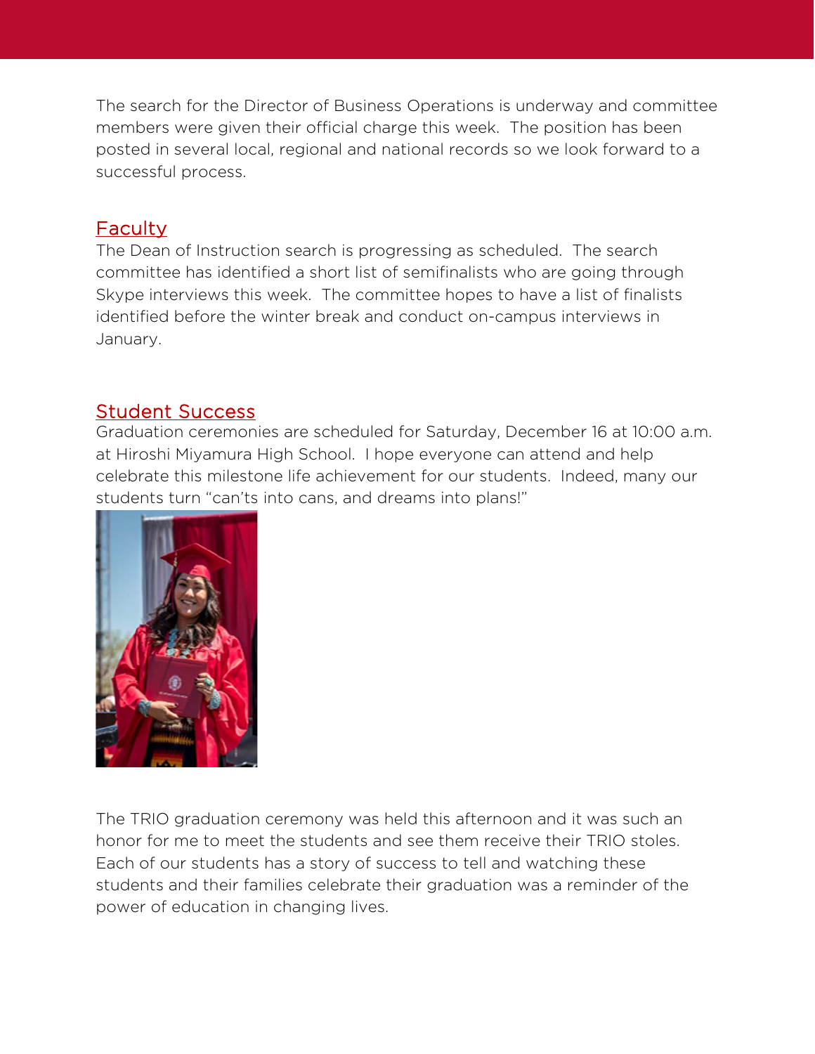The search for the Director of Business Operations is underway and committee members were given their official charge this week. The position has been posted in several local, regional and national records so we look forward to a successful process.

## Faculty

The Dean of Instruction search is progressing as scheduled. The search committee has identified a short list of semifinalists who are going through Skype interviews this week. The committee hopes to have a list of finalists identified before the winter break and conduct on-campus interviews in January.

## Student Success

Graduation ceremonies are scheduled for Saturday, December 16 at 10:00 a.m. at Hiroshi Miyamura High School. I hope everyone can attend and help celebrate this milestone life achievement for our students. Indeed, many our students turn "can'ts into cans, and dreams into plans!"

The TRIO graduation ceremony was held this afternoon and it was such an honor for me to meet the students and see them receive their TRIO stoles. Each of our students has a story of success to tell and watching these students and their families celebrate their graduation was a reminder of the power of education in changing lives.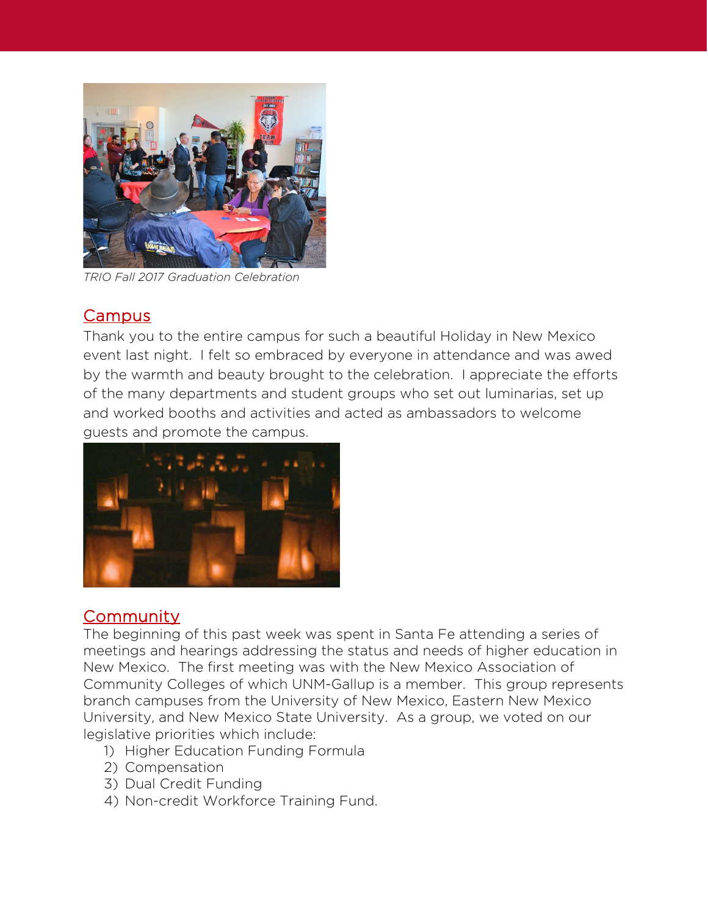*TRIO Fall 2017 Graduation Celebration*

## Campus

Thank you to the entire campus for such a beautiful Holiday in New Mexico event last night. I felt so embraced by everyone in attendance and was awed by the warmth and beauty brought to the celebration. I appreciate the efforts of the many departments and student groups who set out luminarias, set up and worked booths and activities and acted as ambassadors to welcome guests and promote the campus.

## Community

The beginning of this past week was spent in Santa Fe attending a series of meetings and hearings addressing the status and needs of higher education in New Mexico. The first meeting was with the New Mexico Association of Community Colleges of which UNM-Gallup is a member. This group represents branch campuses from the University of New Mexico, Eastern New Mexico University, and New Mexico State University. As a group, we voted on our legislative priorities which include:

1) Higher Education Funding Formula
2) Compensation
3) Dual Credit Funding
4) Non-credit Workforce Training Fund.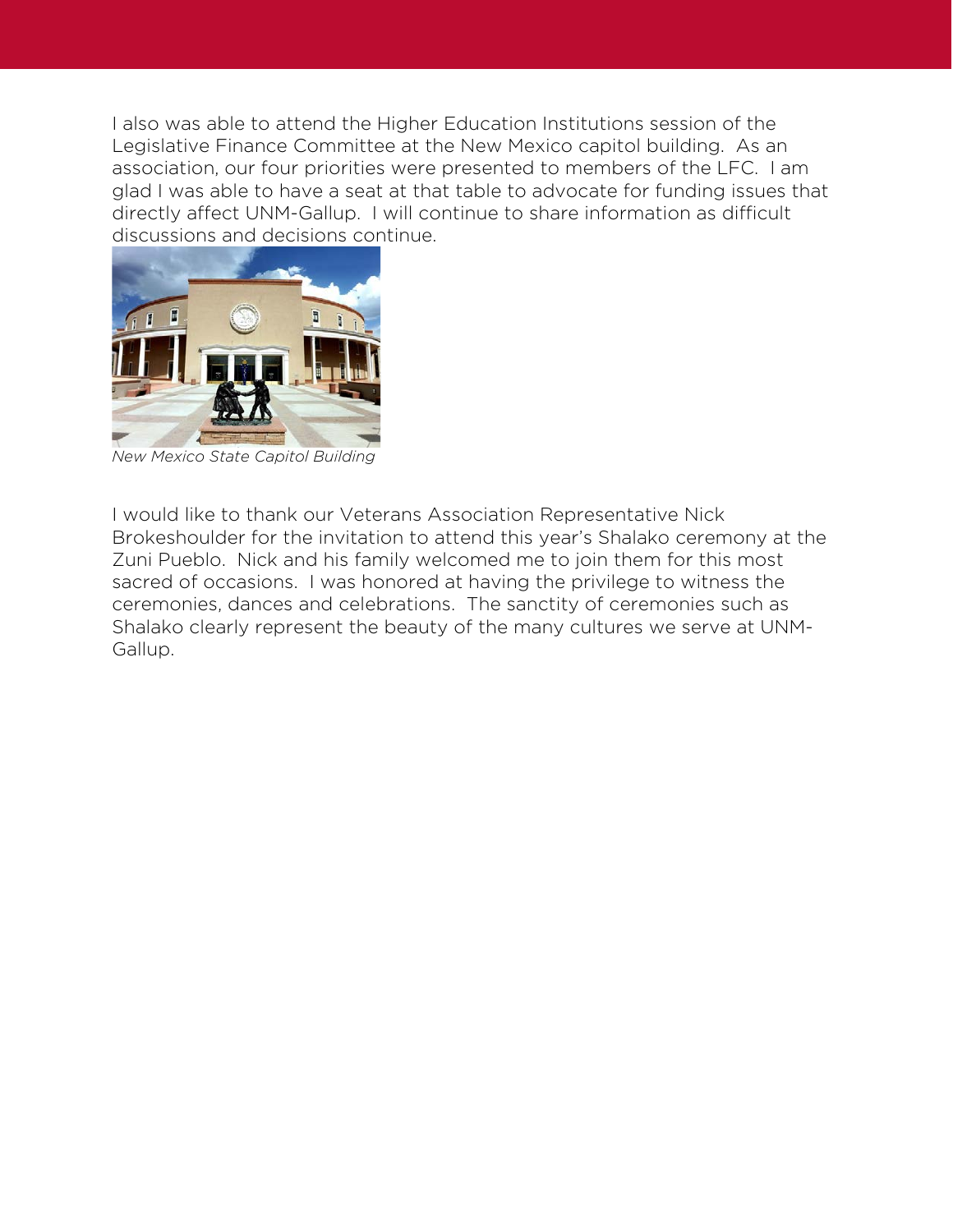I also was able to attend the Higher Education Institutions session of the Legislative Finance Committee at the New Mexico capitol building. As an association, our four priorities were presented to members of the LFC. I am glad I was able to have a seat at that table to advocate for funding issues that directly affect UNM-Gallup. I will continue to share information as difficult discussions and decisions continue.

*New Mexico State Capitol Building*

I would like to thank our Veterans Association Representative Nick Brokeshoulder for the invitation to attend this year's Shalako ceremony at the Zuni Pueblo. Nick and his family welcomed me to join them for this most sacred of occasions. I was honored at having the privilege to witness the ceremonies, dances and celebrations. The sanctity of ceremonies such as Shalako clearly represent the beauty of the many cultures we serve at UNM-Gallup.